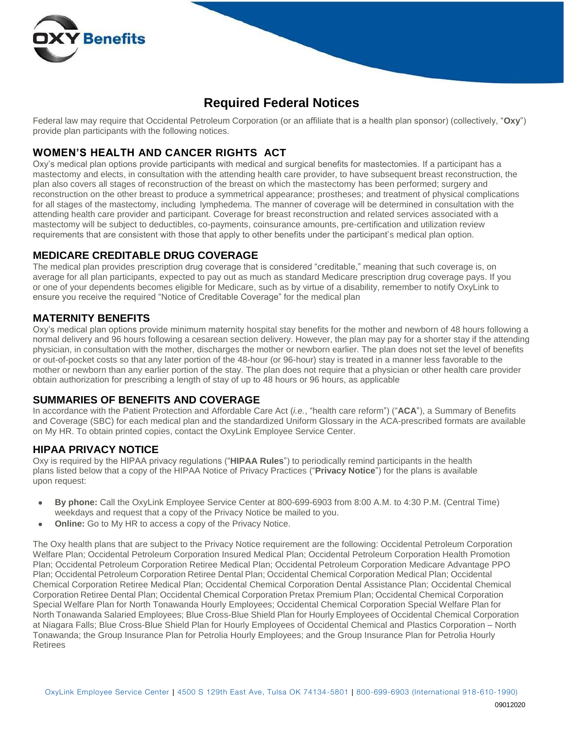# Required Federal Notices

Federal law may require that Occidental Petroleum Corporation (or an affiliate that is a health plan sponsor) (collectively, "**Oxy**") provide plan participants with the following notices.

## WOMEN'S HEALTH AND CANCER RIGHTS ACT

Oxy's medical plan options provide participants with medical and surgical benefits for mastectomies. If a participant has a mastectomy and elects, in consultation with the attending health care provider, to have subsequent breast reconstruction, the plan also covers all stages of reconstruction of the breast on which the mastectomy has been performed; surgery and reconstruction on the other breast to produce a symmetrical appearance; prostheses; and treatment of physical complications for all stages of the mastectomy, including lymphedema. The manner of coverage will be determined in consultation with the attending health care provider and participant. Coverage for breast reconstruction and related services associated with a mastectomy will be subject to deductibles, co-payments, coinsurance amounts, pre-certification and utilization review requirements that are consistent with those that apply to other benefits under the participant's medical plan option.

## MEDICARE CREDITABLE DRUG COVERAGE

The medical plan provides prescription drug coverage that is considered "creditable," meaning that such coverage is, on average for all plan participants, expected to pay out as much as standard Medicare prescription drug coverage pays. If you or one of your dependents becomes eligible for Medicare, such as by virtue of a disability, remember to notify OxyLink to ensure you receive the required "Notice of Creditable Coverage" for the medical plan

## MATERNITY BENEFITS

Oxy's medical plan options provide minimum maternity hospital stay benefits for the mother and newborn of 48 hours following a normal delivery and 96 hours following a cesarean section delivery. However, the plan may pay for a shorter stay if the attending physician, in consultation with the mother, discharges the mother or newborn earlier. The plan does not set the level of benefits or out-of-pocket costs so that any later portion of the 48-hour (or 96-hour) stay is treated in a manner less favorable to the mother or newborn than any earlier portion of the stay. The plan does not require that a physician or other health care provider obtain authorization for prescribing a length of stay of up to 48 hours or 96 hours, as applicable

## SUMMARIES OF BENEFITS AND COVERAGE

In accordance with the Patient Protection and Affordable Care Act (*i.e.*, "health care reform") ("**ACA**"), a Summary of Benefits and Coverage (SBC) for each medical plan and the standardized Uniform Glossary in the ACA-prescribed formats are available on My HR. To obtain printed copies, contact the OxyLink Employee Service Center.

## HIPAA PRIVACY NOTICE

Oxy is required by the HIPAA privacy regulations ("**HIPAA Rules**") to periodically remind participants in the health plans listed below that a copy of the HIPAA Notice of Privacy Practices ("**Privacy Notice**") for the plans is available upon request:

- **By phone:** Call the OxyLink Employee Service Center at 800-699-6903 from 8:00 A.M. to 4:30 P.M. (Central Time) weekdays and request that a copy of the Privacy Notice be mailed to you.
- **Online:** Go to My HR to access a copy of the Privacy Notice.

The Oxy health plans that are subject to the Privacy Notice requirement are the following: Occidental Petroleum Corporation Welfare Plan; Occidental Petroleum Corporation Insured Medical Plan; Occidental Petroleum Corporation Health Promotion Plan; Occidental Petroleum Corporation Retiree Medical Plan; Occidental Petroleum Corporation Medicare Advantage PPO Plan; Occidental Petroleum Corporation Retiree Dental Plan; Occidental Chemical Corporation Medical Plan; Occidental Chemical Corporation Retiree Medical Plan; Occidental Chemical Corporation Dental Assistance Plan; Occidental Chemical Corporation Retiree Dental Plan; Occidental Chemical Corporation Pretax Premium Plan; Occidental Chemical Corporation Special Welfare Plan for North Tonawanda Hourly Employees; Occidental Chemical Corporation Special Welfare Plan for North Tonawanda Salaried Employees; Blue Cross-Blue Shield Plan for Hourly Employees of Occidental Chemical Corporation at Niagara Falls; Blue Cross-Blue Shield Plan for Hourly Employees of Occidental Chemical and Plastics Corporation – North Tonawanda; the Group Insurance Plan for Petrolia Hourly Employees; and the Group Insurance Plan for Petrolia Hourly Retirees

OxyLink Employee Service Center | 4500 S 129th East Ave, Tulsa OK 74134-5801 | 800-699-6903 (International 918-610-1990)

09012020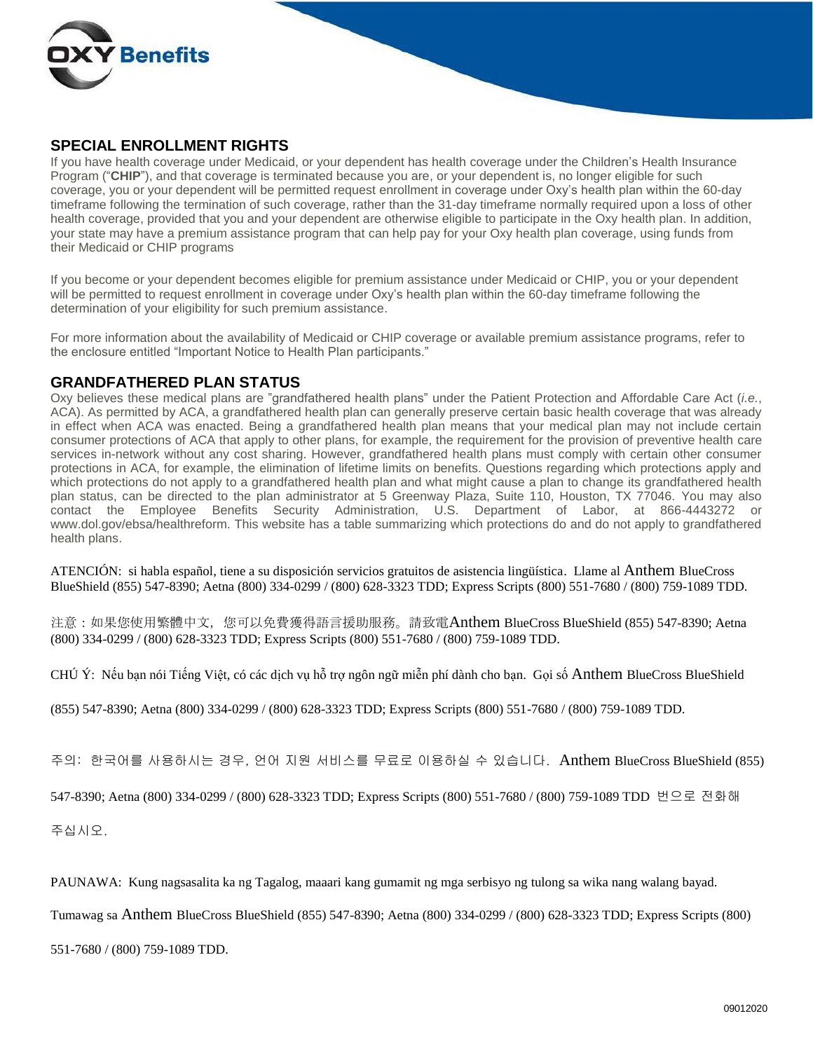## SPECIAL ENROLLMENT RIGHTS

If you have health coverage under Medicaid, or your dependent has health coverage under the Children's Health Insurance Program ("**CHIP**"), and that coverage is terminated because you are, or your dependent is, no longer eligible for such coverage, you or your dependent will be permitted request enrollment in coverage under Oxy's health plan within the 60-day timeframe following the termination of such coverage, rather than the 31-day timeframe normally required upon a loss of other health coverage, provided that you and your dependent are otherwise eligible to participate in the Oxy health plan. In addition, your state may have a premium assistance program that can help pay for your Oxy health plan coverage, using funds from their Medicaid or CHIP programs

If you become or your dependent becomes eligible for premium assistance under Medicaid or CHIP, you or your dependent will be permitted to request enrollment in coverage under Oxy's health plan within the 60-day timeframe following the determination of your eligibility for such premium assistance.

For more information about the availability of Medicaid or CHIP coverage or available premium assistance programs, refer to the enclosure entitled "Important Notice to Health Plan participants."

## GRANDFATHERED PLAN STATUS

Oxy believes these medical plans are "grandfathered health plans" under the Patient Protection and Affordable Care Act (*i.e.*, ACA). As permitted by ACA, a grandfathered health plan can generally preserve certain basic health coverage that was already in effect when ACA was enacted. Being a grandfathered health plan means that your medical plan may not include certain consumer protections of ACA that apply to other plans, for example, the requirement for the provision of preventive health care services in-network without any cost sharing. However, grandfathered health plans must comply with certain other consumer protections in ACA, for example, the elimination of lifetime limits on benefits. Questions regarding which protections apply and which protections do not apply to a grandfathered health plan and what might cause a plan to change its grandfathered health plan status, can be directed to the plan administrator at 5 Greenway Plaza, Suite 110, Houston, TX 77046. You may also contact the Employee Benefits Security Administration, U.S. Department of Labor, at 866-4443272 or www.dol.gov/ebsa/healthreform. This website has a table summarizing which protections do and do not apply to grandfathered health plans.

ATENCIÓN: si habla español, tiene a su disposición servicios gratuitos de asistencia lingüística. Llame al Anthem BlueCross BlueShield (855) 547-8390; Aetna (800) 334-0299 / (800) 628-3323 TDD; Express Scripts (800) 551-7680 / (800) 759-1089 TDD.

注意：如果您使用繁體中文，您可以免費獲得語言援助服務。請致電Anthem BlueCross BlueShield (855) 547-8390; Aetna (800) 334-0299 / (800) 628-3323 TDD; Express Scripts (800) 551-7680 / (800) 759-1089 TDD.

CHÚ Ý: Nếu bạn nói Tiếng Việt, có các dịch vụ hỗ trợ ngôn ngữ miễn phí dành cho bạn. Gọi số Anthem BlueCross BlueShield (855) 547-8390; Aetna (800) 334-0299 / (800) 628-3323 TDD; Express Scripts (800) 551-7680 / (800) 759-1089 TDD.

주의: 한국어를 사용하시는 경우, 언어 지원 서비스를 무료로 이용하실 수 있습니다. Anthem BlueCross BlueShield (855) 547-8390; Aetna (800) 334-0299 / (800) 628-3323 TDD; Express Scripts (800) 551-7680 / (800) 759-1089 TDD 번으로 전화해 주십시오.

PAUNAWA: Kung nagsasalita ka ng Tagalog, maaari kang gumamit ng mga serbisyo ng tulong sa wika nang walang bayad. Tumawag sa Anthem BlueCross BlueShield (855) 547-8390; Aetna (800) 334-0299 / (800) 628-3323 TDD; Express Scripts (800) 551-7680 / (800) 759-1089 TDD.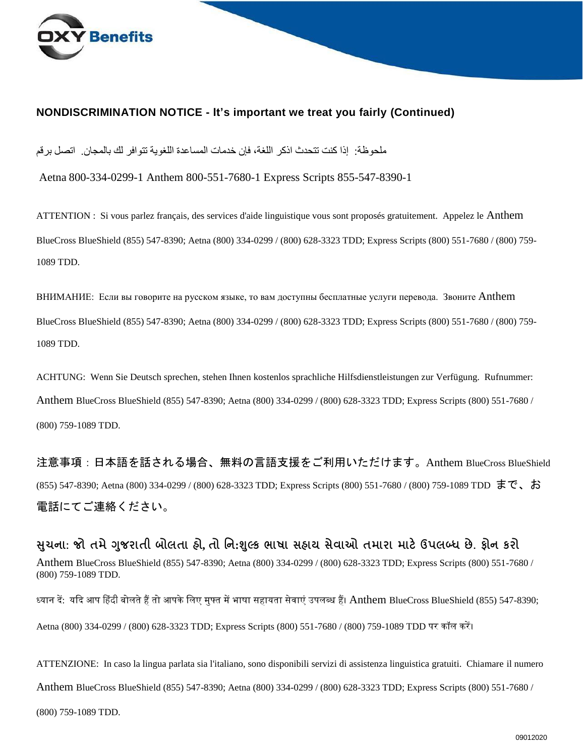## NONDISCRIMINATION NOTICE - It's important we treat you fairly (Continued)

ملحوظة: إذا كنت تتحدث اذكر اللغة، فإن خدمات المساعدة اللغوية تتوافر لك بالمجان. اتصل برقم

Aetna 800-334-0299-1 Anthem 800-551-7680-1 Express Scripts 855-547-8390-1

ATTENTION : Si vous parlez français, des services d'aide linguistique vous sont proposés gratuitement. Appelez le Anthem BlueCross BlueShield (855) 547-8390; Aetna (800) 334-0299 / (800) 628-3323 TDD; Express Scripts (800) 551-7680 / (800) 759-1089 TDD.

ВНИМАНИЕ: Если вы говорите на русском языке, то вам доступны бесплатные услуги перевода. Звоните Anthem BlueCross BlueShield (855) 547-8390; Aetna (800) 334-0299 / (800) 628-3323 TDD; Express Scripts (800) 551-7680 / (800) 759-1089 TDD.

ACHTUNG: Wenn Sie Deutsch sprechen, stehen Ihnen kostenlos sprachliche Hilfsdienstleistungen zur Verfügung. Rufnummer: Anthem BlueCross BlueShield (855) 547-8390; Aetna (800) 334-0299 / (800) 628-3323 TDD; Express Scripts (800) 551-7680 / (800) 759-1089 TDD.

注意事項：日本語を話される場合、無料の言語支援をご利用いただけます。Anthem BlueCross BlueShield (855) 547-8390; Aetna (800) 334-0299 / (800) 628-3323 TDD; Express Scripts (800) 551-7680 / (800) 759-1089 TDD まで、お電話にてご連絡ください。

સુચના: જો તમે ગુજરાતી બોલતા હો, તો નિ:શુલ્ક ભાષા સહાય સેવાઓ તમારા માટે ઉપલબ્ધ છે. ફોન કરો Anthem BlueCross BlueShield (855) 547-8390; Aetna (800) 334-0299 / (800) 628-3323 TDD; Express Scripts (800) 551-7680 / (800) 759-1089 TDD.

ध्यान दें: यदि आप हिंदी बोलते हैं तो आपके लिए मुफ्त में भाषा सहायता सेवाएं उपलब्ध हैं। Anthem BlueCross BlueShield (855) 547-8390; Aetna (800) 334-0299 / (800) 628-3323 TDD; Express Scripts (800) 551-7680 / (800) 759-1089 TDD पर कॉल करें।

ATTENZIONE: In caso la lingua parlata sia l'italiano, sono disponibili servizi di assistenza linguistica gratuiti. Chiamare il numero Anthem BlueCross BlueShield (855) 547-8390; Aetna (800) 334-0299 / (800) 628-3323 TDD; Express Scripts (800) 551-7680 / (800) 759-1089 TDD.

09012020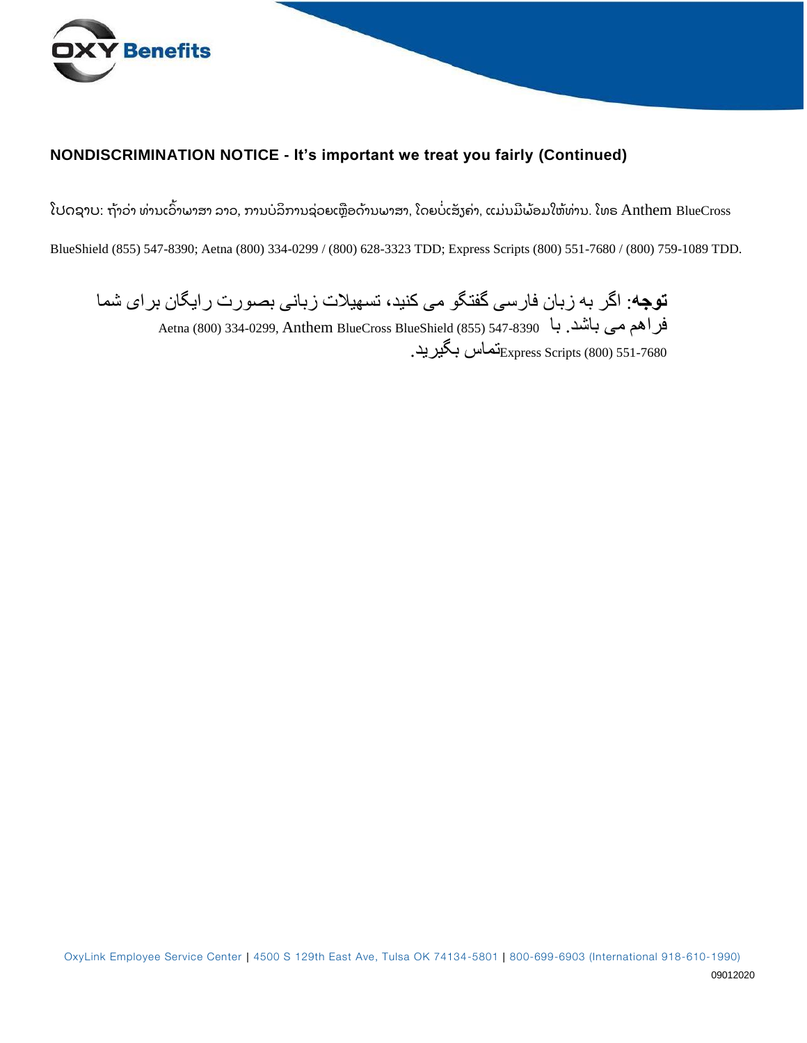## NONDISCRIMINATION NOTICE - It's important we treat you fairly (Continued)

ໂປດຊາບ: ຖ້າວ່າ ທ່ານເວົ້າພາສາ ລາວ, ການບໍລິການຊ່ວຍເຫຼືອດ້ານພາສາ, ໂດຍບໍ່ເສັຽຄ່າ, ແມ່ນມີພ້ອມໃຫ້ທ່ານ. ໂທຣ Anthem BlueCross BlueShield (855) 547-8390; Aetna (800) 334-0299 / (800) 628-3323 TDD; Express Scripts (800) 551-7680 / (800) 759-1089 TDD.

**توجه**: اگر به زبان فارسی گفتگو می کنید، تسهیلات زبانی بصورت رایگان برای شما فراهم می باشد. با Aetna (800) 334-0299, Anthem BlueCross BlueShield (855) 547-8390 Express Scripts (800) 551-7680 تماس بگیرید.

OxyLink Employee Service Center | 4500 S 129th East Ave, Tulsa OK 74134-5801 | 800-699-6903 (International 918-610-1990)

09012020